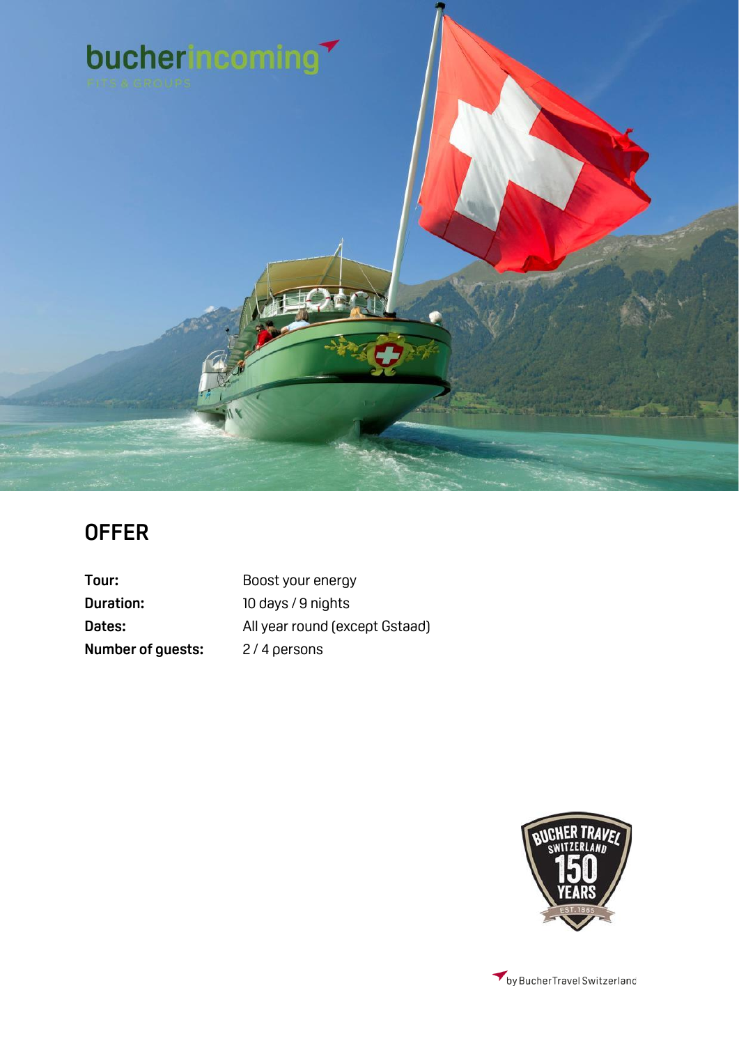bucherincoming

FITS & GROUPS

# OFFER

| | |
|---|---|
| **Tour:** | Boost your energy |
| **Duration:** | 10 days / 9 nights |
| **Dates:** | All year round (except Gstaad) |
| **Number of guests:** | 2 / 4 persons |

by Bucher Travel Switzerland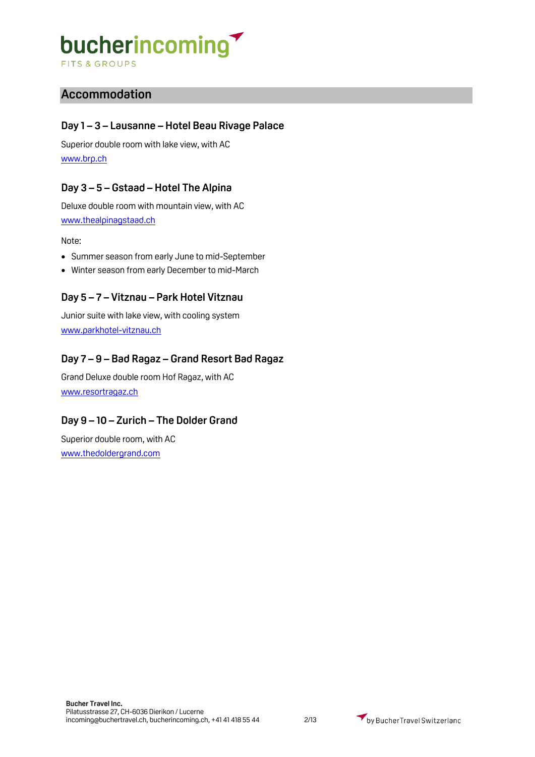## Accommodation

### Day 1 – 3 – Lausanne – Hotel Beau Rivage Palace

Superior double room with lake view, with AC
www.brp.ch

### Day 3 – 5 – Gstaad – Hotel The Alpina

Deluxe double room with mountain view, with AC
www.thealpinagstaad.ch

Note:

- Summer season from early June to mid-September
- Winter season from early December to mid-March

### Day 5 – 7 – Vitznau – Park Hotel Vitznau

Junior suite with lake view, with cooling system
www.parkhotel-vitznau.ch

### Day 7 – 9 – Bad Ragaz – Grand Resort Bad Ragaz

Grand Deluxe double room Hof Ragaz, with AC
www.resortragaz.ch

### Day 9 – 10 – Zurich – The Dolder Grand

Superior double room, with AC
www.thedoldergrand.com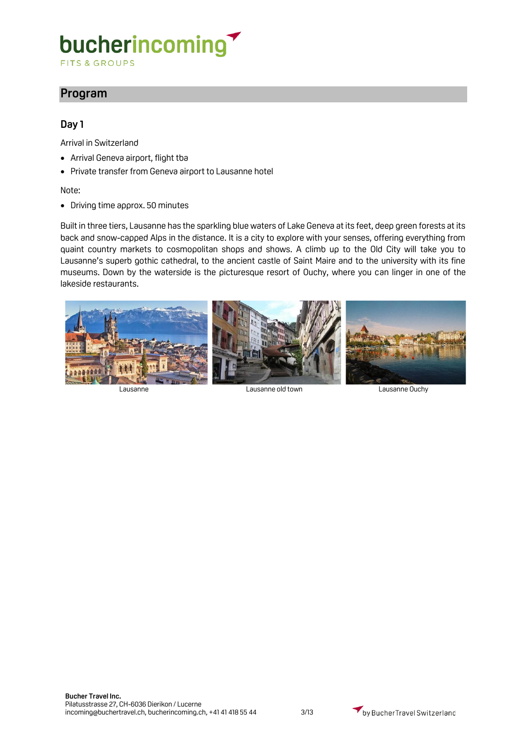## Program

### Day 1

Arrival in Switzerland

- Arrival Geneva airport, flight tba
- Private transfer from Geneva airport to Lausanne hotel

Note:

- Driving time approx. 50 minutes

Built in three tiers, Lausanne has the sparkling blue waters of Lake Geneva at its feet, deep green forests at its back and snow-capped Alps in the distance. It is a city to explore with your senses, offering everything from quaint country markets to cosmopolitan shops and shows. A climb up to the Old City will take you to Lausanne's superb gothic cathedral, to the ancient castle of Saint Maire and to the university with its fine museums. Down by the waterside is the picturesque resort of Ouchy, where you can linger in one of the lakeside restaurants.

Lausanne

Lausanne old town

Lausanne Ouchy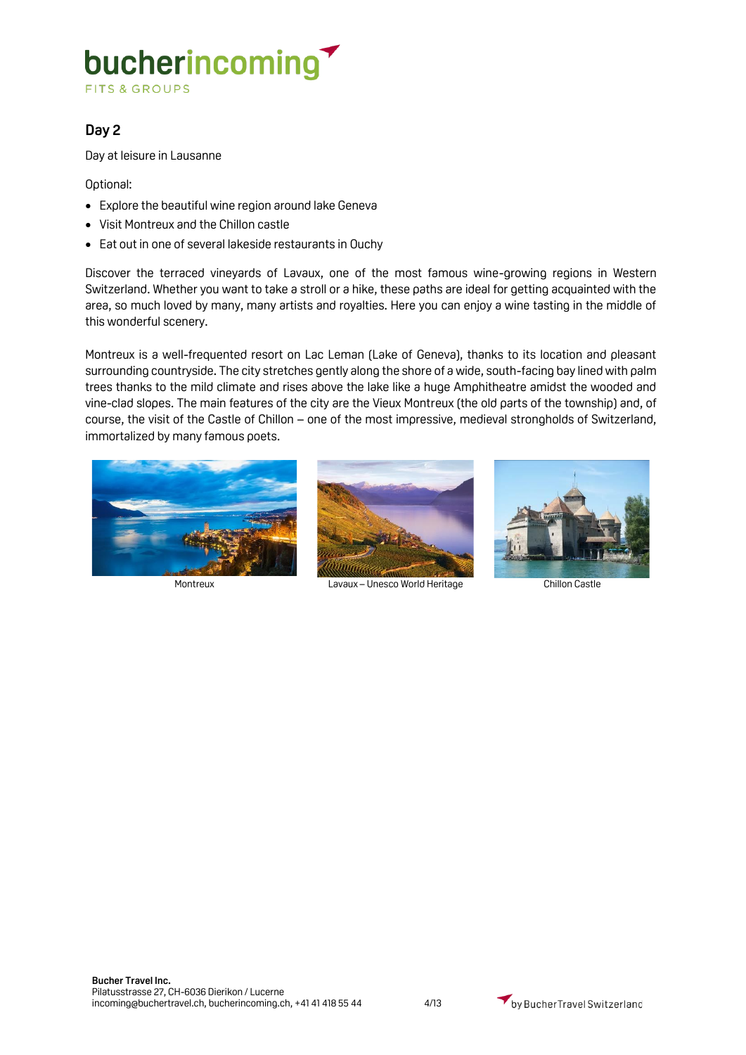## Day 2

Day at leisure in Lausanne

Optional:

- Explore the beautiful wine region around lake Geneva
- Visit Montreux and the Chillon castle
- Eat out in one of several lakeside restaurants in Ouchy

Discover the terraced vineyards of Lavaux, one of the most famous wine-growing regions in Western Switzerland. Whether you want to take a stroll or a hike, these paths are ideal for getting acquainted with the area, so much loved by many, many artists and royalties. Here you can enjoy a wine tasting in the middle of this wonderful scenery.

Montreux is a well-frequented resort on Lac Leman (Lake of Geneva), thanks to its location and pleasant surrounding countryside. The city stretches gently along the shore of a wide, south-facing bay lined with palm trees thanks to the mild climate and rises above the lake like a huge Amphitheatre amidst the wooded and vine-clad slopes. The main features of the city are the Vieux Montreux (the old parts of the township) and, of course, the visit of the Castle of Chillon – one of the most impressive, medieval strongholds of Switzerland, immortalized by many famous poets.

Montreux

Lavaux – Unesco World Heritage

Chillon Castle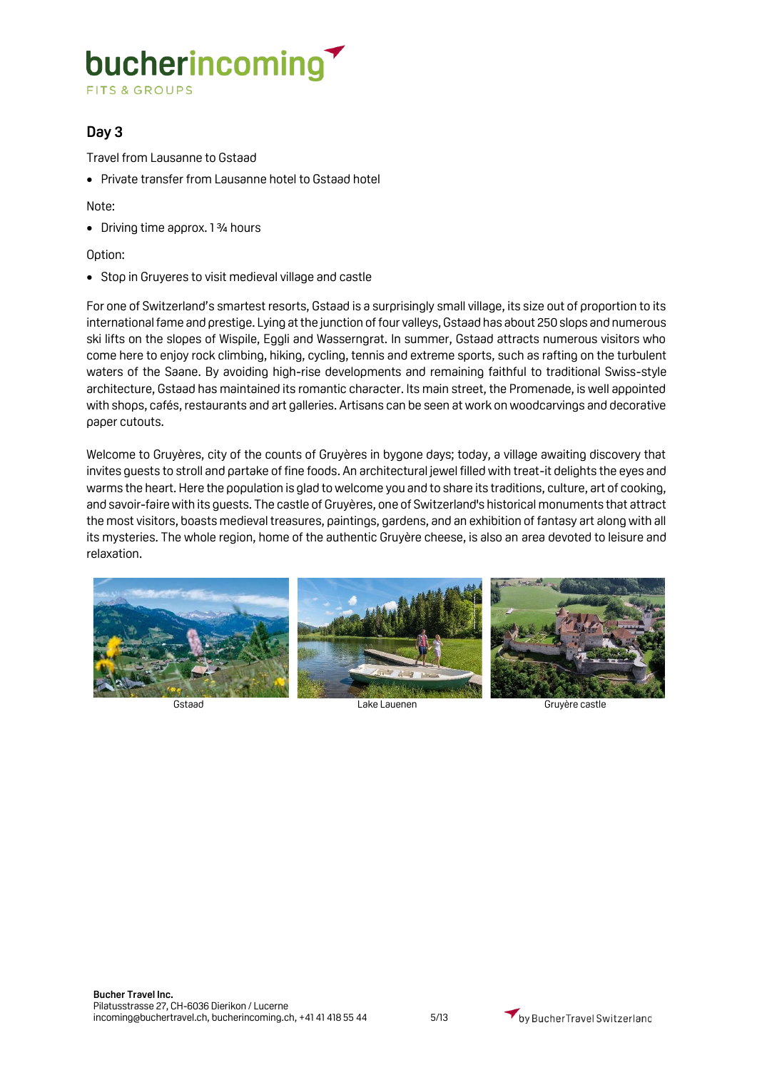## Day 3

Travel from Lausanne to Gstaad

- Private transfer from Lausanne hotel to Gstaad hotel

Note:

- Driving time approx. 1 ¾ hours

Option:

- Stop in Gruyeres to visit medieval village and castle

For one of Switzerland's smartest resorts, Gstaad is a surprisingly small village, its size out of proportion to its international fame and prestige. Lying at the junction of four valleys, Gstaad has about 250 slops and numerous ski lifts on the slopes of Wispile, Eggli and Wasserngrat. In summer, Gstaad attracts numerous visitors who come here to enjoy rock climbing, hiking, cycling, tennis and extreme sports, such as rafting on the turbulent waters of the Saane. By avoiding high-rise developments and remaining faithful to traditional Swiss-style architecture, Gstaad has maintained its romantic character. Its main street, the Promenade, is well appointed with shops, cafés, restaurants and art galleries. Artisans can be seen at work on woodcarvings and decorative paper cutouts.

Welcome to Gruyères, city of the counts of Gruyères in bygone days; today, a village awaiting discovery that invites guests to stroll and partake of fine foods. An architectural jewel filled with treat-it delights the eyes and warms the heart. Here the population is glad to welcome you and to share its traditions, culture, art of cooking, and savoir-faire with its guests. The castle of Gruyères, one of Switzerland's historical monuments that attract the most visitors, boasts medieval treasures, paintings, gardens, and an exhibition of fantasy art along with all its mysteries. The whole region, home of the authentic Gruyère cheese, is also an area devoted to leisure and relaxation.

Gstaad

Lake Lauenen

Gruyère castle

**Bucher Travel Inc.**
Pilatusstrasse 27, CH-6036 Dierikon / Lucerne
incoming@buchertravel.ch, bucherincoming.ch, +41 41 418 55 44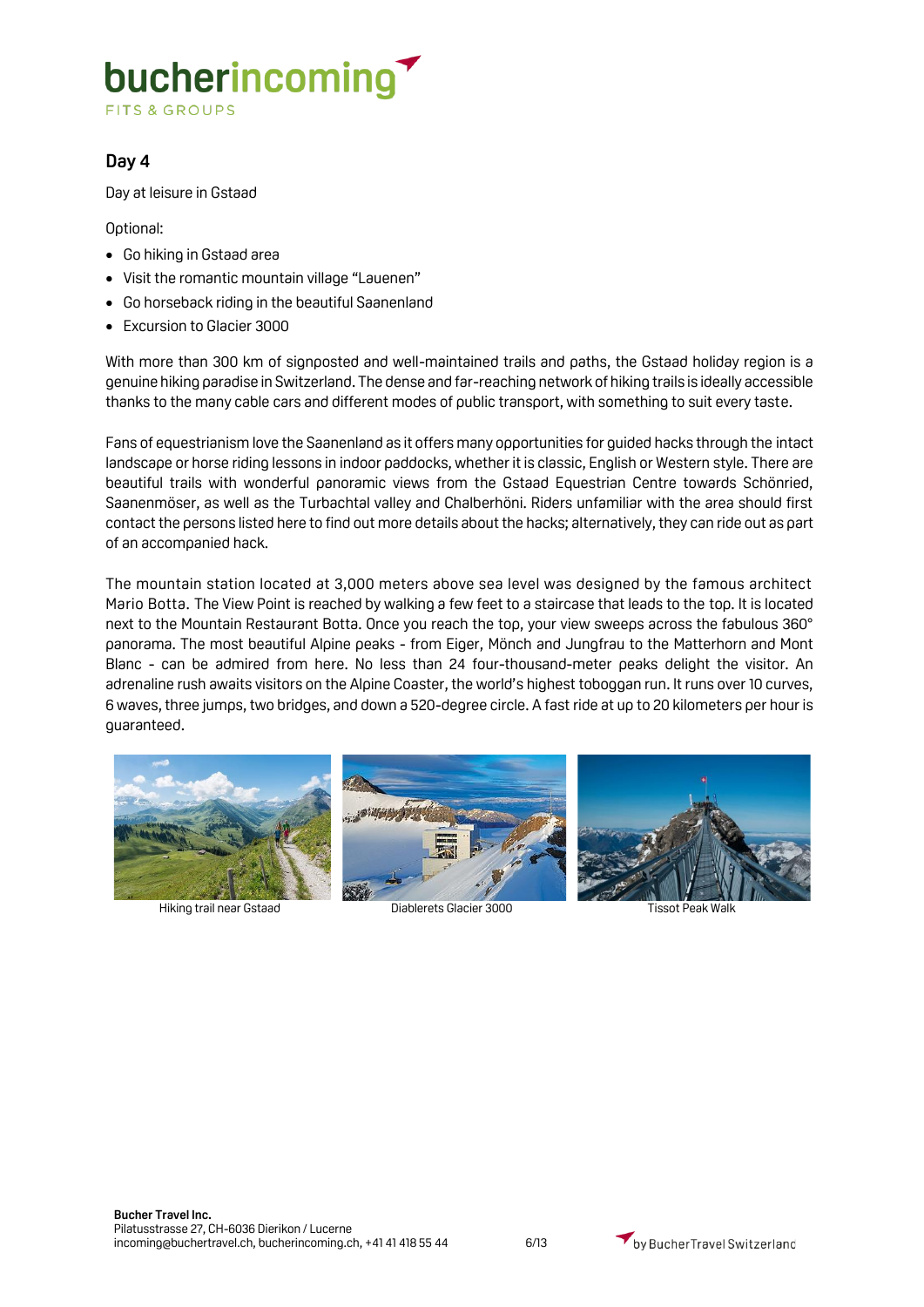## Day 4

Day at leisure in Gstaad

Optional:

- Go hiking in Gstaad area
- Visit the romantic mountain village “Lauenen”
- Go horseback riding in the beautiful Saanenland
- Excursion to Glacier 3000

With more than 300 km of signposted and well-maintained trails and paths, the Gstaad holiday region is a genuine hiking paradise in Switzerland. The dense and far-reaching network of hiking trails is ideally accessible thanks to the many cable cars and different modes of public transport, with something to suit every taste.

Fans of equestrianism love the Saanenland as it offers many opportunities for guided hacks through the intact landscape or horse riding lessons in indoor paddocks, whether it is classic, English or Western style. There are beautiful trails with wonderful panoramic views from the Gstaad Equestrian Centre towards Schönried, Saanenmöser, as well as the Turbachtal valley and Chalberhöni. Riders unfamiliar with the area should first contact the persons listed here to find out more details about the hacks; alternatively, they can ride out as part of an accompanied hack.

The mountain station located at 3,000 meters above sea level was designed by the famous architect Mario Botta. The View Point is reached by walking a few feet to a staircase that leads to the top. It is located next to the Mountain Restaurant Botta. Once you reach the top, your view sweeps across the fabulous 360° panorama. The most beautiful Alpine peaks - from Eiger, Mönch and Jungfrau to the Matterhorn and Mont Blanc - can be admired from here. No less than 24 four-thousand-meter peaks delight the visitor. An adrenaline rush awaits visitors on the Alpine Coaster, the world’s highest toboggan run. It runs over 10 curves, 6 waves, three jumps, two bridges, and down a 520-degree circle. A fast ride at up to 20 kilometers per hour is guaranteed.

Hiking trail near Gstaad

Diablerets Glacier 3000

Tissot Peak Walk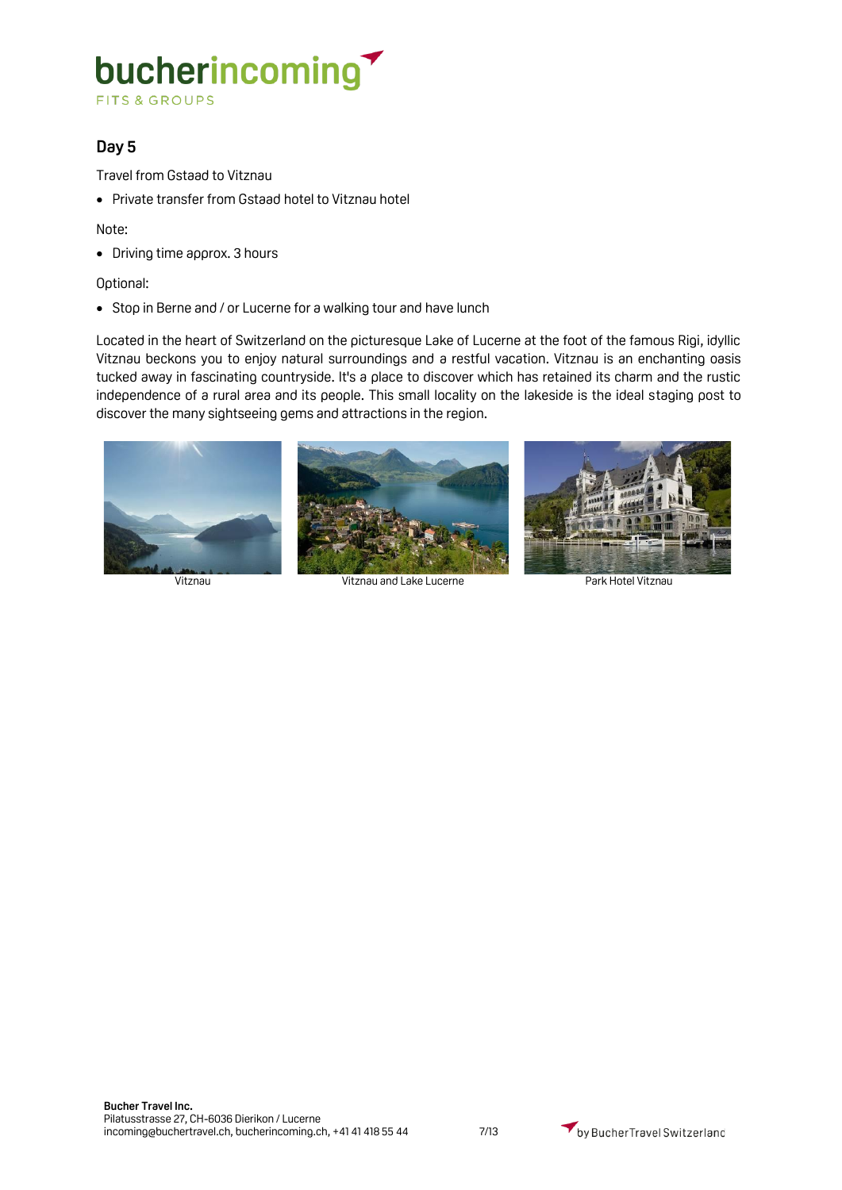## Day 5

Travel from Gstaad to Vitznau

- Private transfer from Gstaad hotel to Vitznau hotel

Note:

- Driving time approx. 3 hours

Optional:

- Stop in Berne and / or Lucerne for a walking tour and have lunch

Located in the heart of Switzerland on the picturesque Lake of Lucerne at the foot of the famous Rigi, idyllic Vitznau beckons you to enjoy natural surroundings and a restful vacation. Vitznau is an enchanting oasis tucked away in fascinating countryside. It's a place to discover which has retained its charm and the rustic independence of a rural area and its people. This small locality on the lakeside is the ideal staging post to discover the many sightseeing gems and attractions in the region.

Vitznau

Vitznau and Lake Lucerne

Park Hotel Vitznau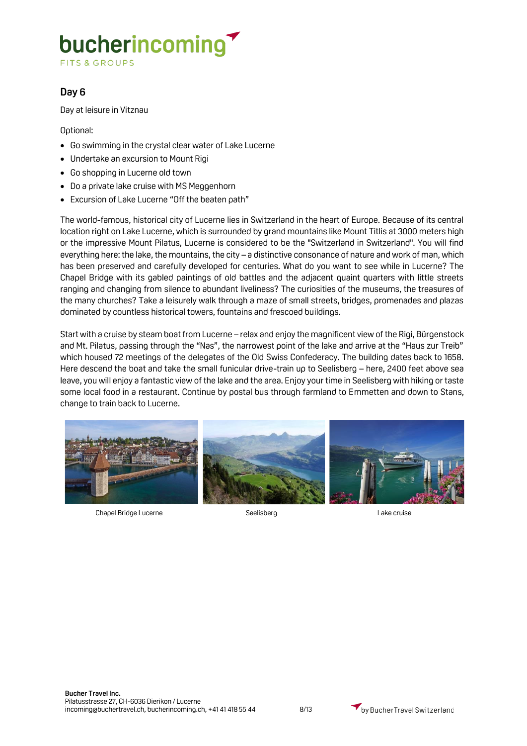## Day 6

Day at leisure in Vitznau

Optional:

- Go swimming in the crystal clear water of Lake Lucerne
- Undertake an excursion to Mount Rigi
- Go shopping in Lucerne old town
- Do a private lake cruise with MS Meggenhorn
- Excursion of Lake Lucerne "Off the beaten path"

The world-famous, historical city of Lucerne lies in Switzerland in the heart of Europe. Because of its central location right on Lake Lucerne, which is surrounded by grand mountains like Mount Titlis at 3000 meters high or the impressive Mount Pilatus, Lucerne is considered to be the "Switzerland in Switzerland". You will find everything here: the lake, the mountains, the city – a distinctive consonance of nature and work of man, which has been preserved and carefully developed for centuries. What do you want to see while in Lucerne? The Chapel Bridge with its gabled paintings of old battles and the adjacent quaint quarters with little streets ranging and changing from silence to abundant liveliness? The curiosities of the museums, the treasures of the many churches? Take a leisurely walk through a maze of small streets, bridges, promenades and plazas dominated by countless historical towers, fountains and frescoed buildings.

Start with a cruise by steam boat from Lucerne – relax and enjoy the magnificent view of the Rigi, Bürgenstock and Mt. Pilatus, passing through the "Nas", the narrowest point of the lake and arrive at the "Haus zur Treib" which housed 72 meetings of the delegates of the Old Swiss Confederacy. The building dates back to 1658. Here descend the boat and take the small funicular drive-train up to Seelisberg – here, 2400 feet above sea leave, you will enjoy a fantastic view of the lake and the area. Enjoy your time in Seelisberg with hiking or taste some local food in a restaurant. Continue by postal bus through farmland to Emmetten and down to Stans, change to train back to Lucerne.

Chapel Bridge Lucerne

Seelisberg

Lake cruise

**Bucher Travel Inc.**
Pilatusstrasse 27, CH-6036 Dierikon / Lucerne
incoming@buchertravel.ch, bucherincoming.ch, +41 41 418 55 44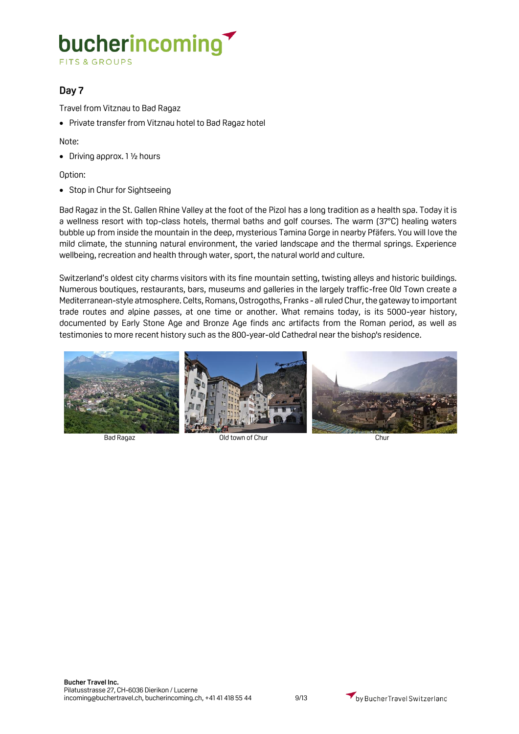## Day 7

Travel from Vitznau to Bad Ragaz

- Private transfer from Vitznau hotel to Bad Ragaz hotel

Note:

- Driving approx. 1 ½ hours

Option:

- Stop in Chur for Sightseeing

Bad Ragaz in the St. Gallen Rhine Valley at the foot of the Pizol has a long tradition as a health spa. Today it is a wellness resort with top-class hotels, thermal baths and golf courses. The warm (37°C) healing waters bubble up from inside the mountain in the deep, mysterious Tamina Gorge in nearby Pfäfers. You will love the mild climate, the stunning natural environment, the varied landscape and the thermal springs. Experience wellbeing, recreation and health through water, sport, the natural world and culture.

Switzerland's oldest city charms visitors with its fine mountain setting, twisting alleys and historic buildings. Numerous boutiques, restaurants, bars, museums and galleries in the largely traffic-free Old Town create a Mediterranean-style atmosphere. Celts, Romans, Ostrogoths, Franks - all ruled Chur, the gateway to important trade routes and alpine passes, at one time or another. What remains today, is its 5000-year history, documented by Early Stone Age and Bronze Age finds anc artifacts from the Roman period, as well as testimonies to more recent history such as the 800-year-old Cathedral near the bishop's residence.

Bad Ragaz

Old town of Chur

Chur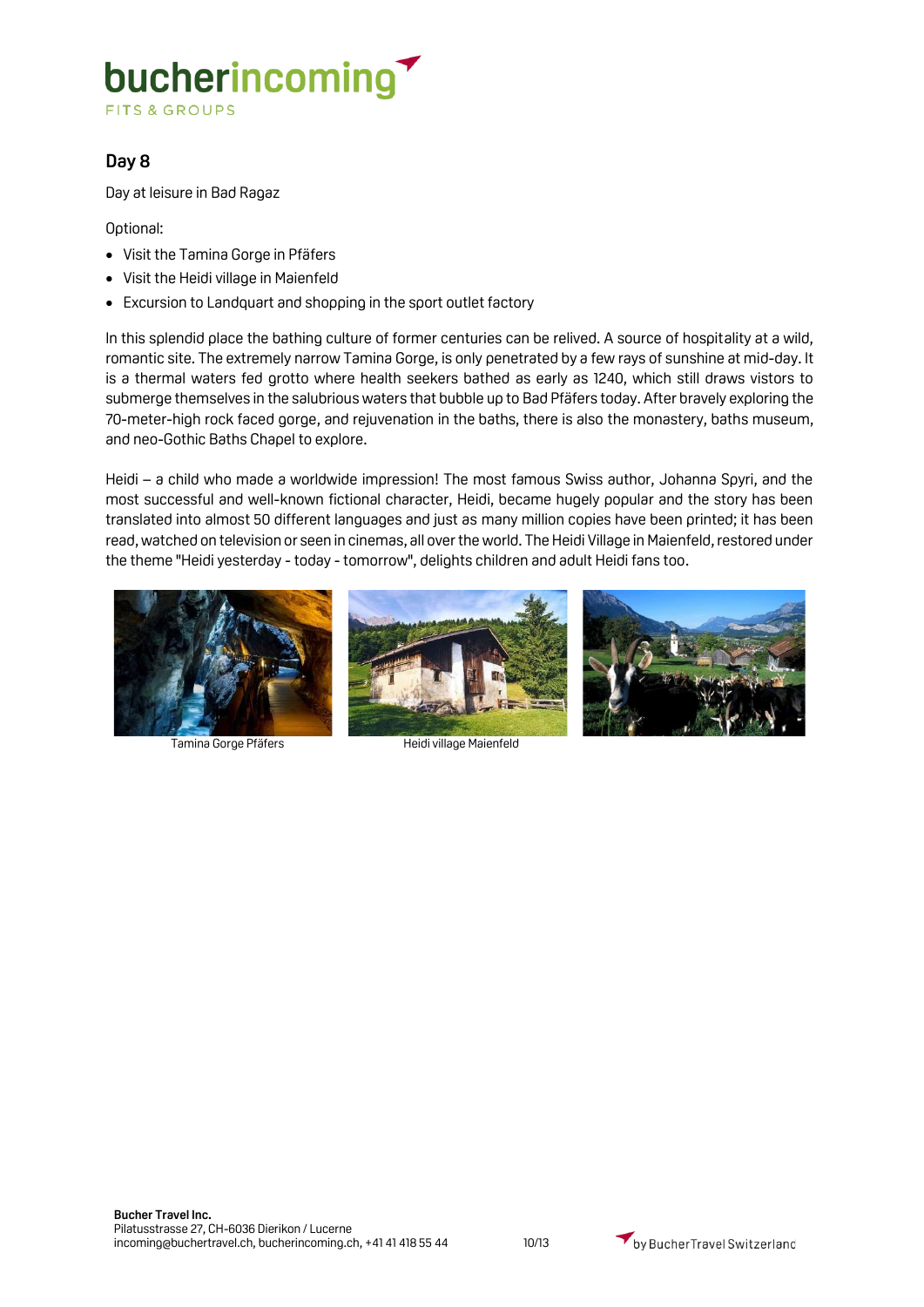## Day 8

Day at leisure in Bad Ragaz

Optional:

- Visit the Tamina Gorge in Pfäfers
- Visit the Heidi village in Maienfeld
- Excursion to Landquart and shopping in the sport outlet factory

In this splendid place the bathing culture of former centuries can be relived. A source of hospitality at a wild, romantic site. The extremely narrow Tamina Gorge, is only penetrated by a few rays of sunshine at mid-day. It is a thermal waters fed grotto where health seekers bathed as early as 1240, which still draws vistors to submerge themselves in the salubrious waters that bubble up to Bad Pfäfers today. After bravely exploring the 70-meter-high rock faced gorge, and rejuvenation in the baths, there is also the monastery, baths museum, and neo-Gothic Baths Chapel to explore.

Heidi – a child who made a worldwide impression! The most famous Swiss author, Johanna Spyri, and the most successful and well-known fictional character, Heidi, became hugely popular and the story has been translated into almost 50 different languages and just as many million copies have been printed; it has been read, watched on television or seen in cinemas, all over the world. The Heidi Village in Maienfeld, restored under the theme "Heidi yesterday - today - tomorrow", delights children and adult Heidi fans too.

Tamina Gorge Pfäfers

Heidi village Maienfeld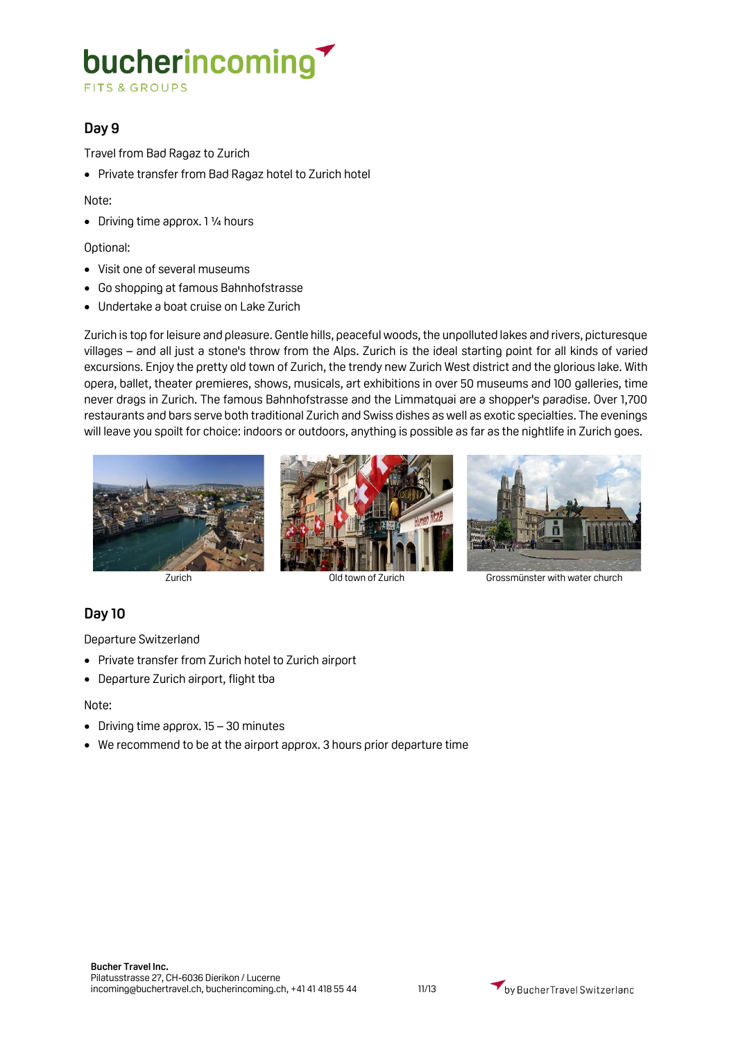## Day 9

Travel from Bad Ragaz to Zurich

- Private transfer from Bad Ragaz hotel to Zurich hotel

Note:

- Driving time approx. 1 ¼ hours

Optional:

- Visit one of several museums
- Go shopping at famous Bahnhofstrasse
- Undertake a boat cruise on Lake Zurich

Zurich is top for leisure and pleasure. Gentle hills, peaceful woods, the unpolluted lakes and rivers, picturesque villages – and all just a stone's throw from the Alps. Zurich is the ideal starting point for all kinds of varied excursions. Enjoy the pretty old town of Zurich, the trendy new Zurich West district and the glorious lake. With opera, ballet, theater premieres, shows, musicals, art exhibitions in over 50 museums and 100 galleries, time never drags in Zurich. The famous Bahnhofstrasse and the Limmatquai are a shopper's paradise. Over 1,700 restaurants and bars serve both traditional Zurich and Swiss dishes as well as exotic specialties. The evenings will leave you spoilt for choice: indoors or outdoors, anything is possible as far as the nightlife in Zurich goes.

Zurich

Old town of Zurich

Grossmünster with water church

## Day 10

Departure Switzerland

- Private transfer from Zurich hotel to Zurich airport
- Departure Zurich airport, flight tba

Note:

- Driving time approx. 15 – 30 minutes
- We recommend to be at the airport approx. 3 hours prior departure time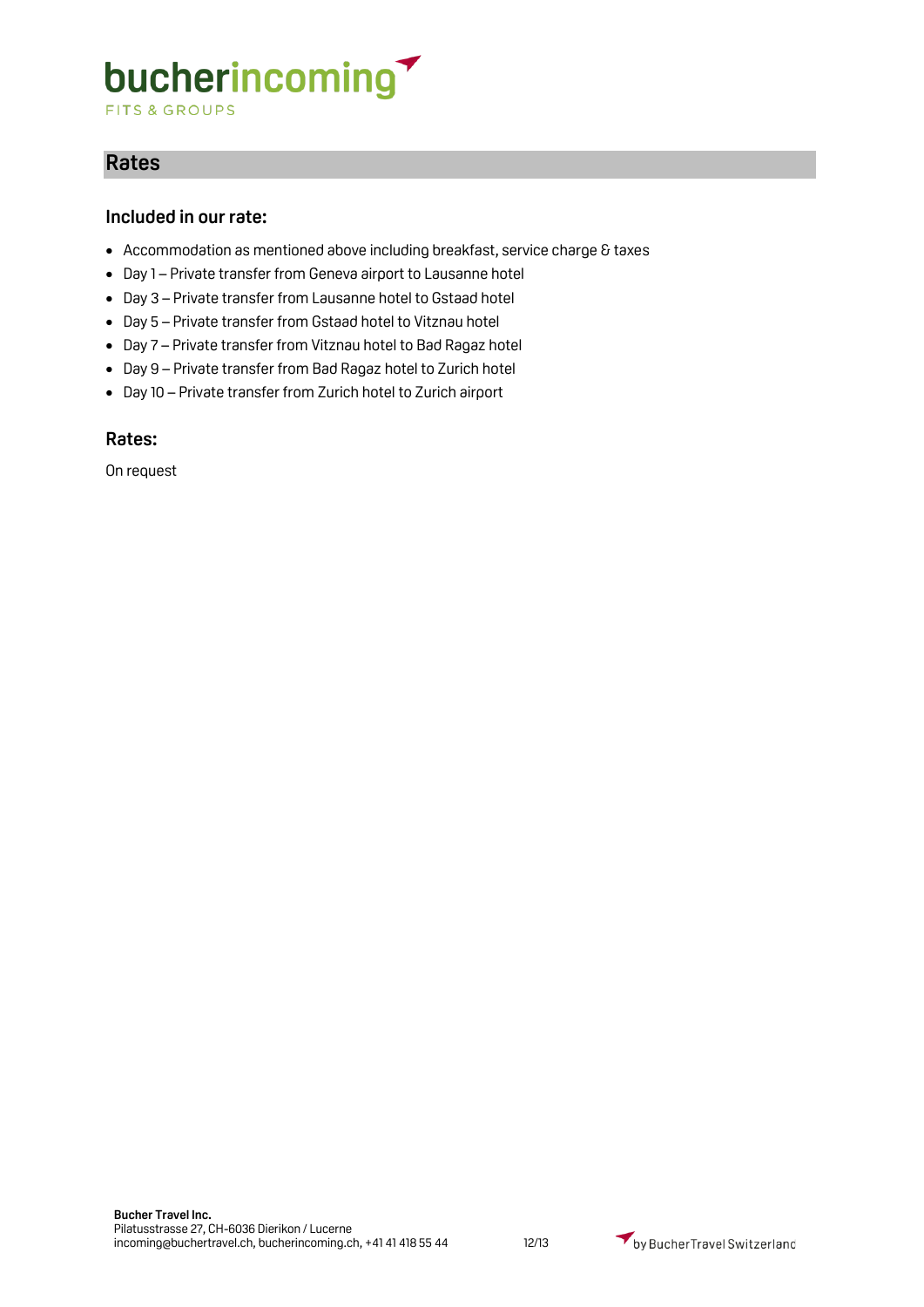## Rates

### Included in our rate:

- Accommodation as mentioned above including breakfast, service charge & taxes
- Day 1 – Private transfer from Geneva airport to Lausanne hotel
- Day 3 – Private transfer from Lausanne hotel to Gstaad hotel
- Day 5 – Private transfer from Gstaad hotel to Vitznau hotel
- Day 7 – Private transfer from Vitznau hotel to Bad Ragaz hotel
- Day 9 – Private transfer from Bad Ragaz hotel to Zurich hotel
- Day 10 – Private transfer from Zurich hotel to Zurich airport

### Rates:

On request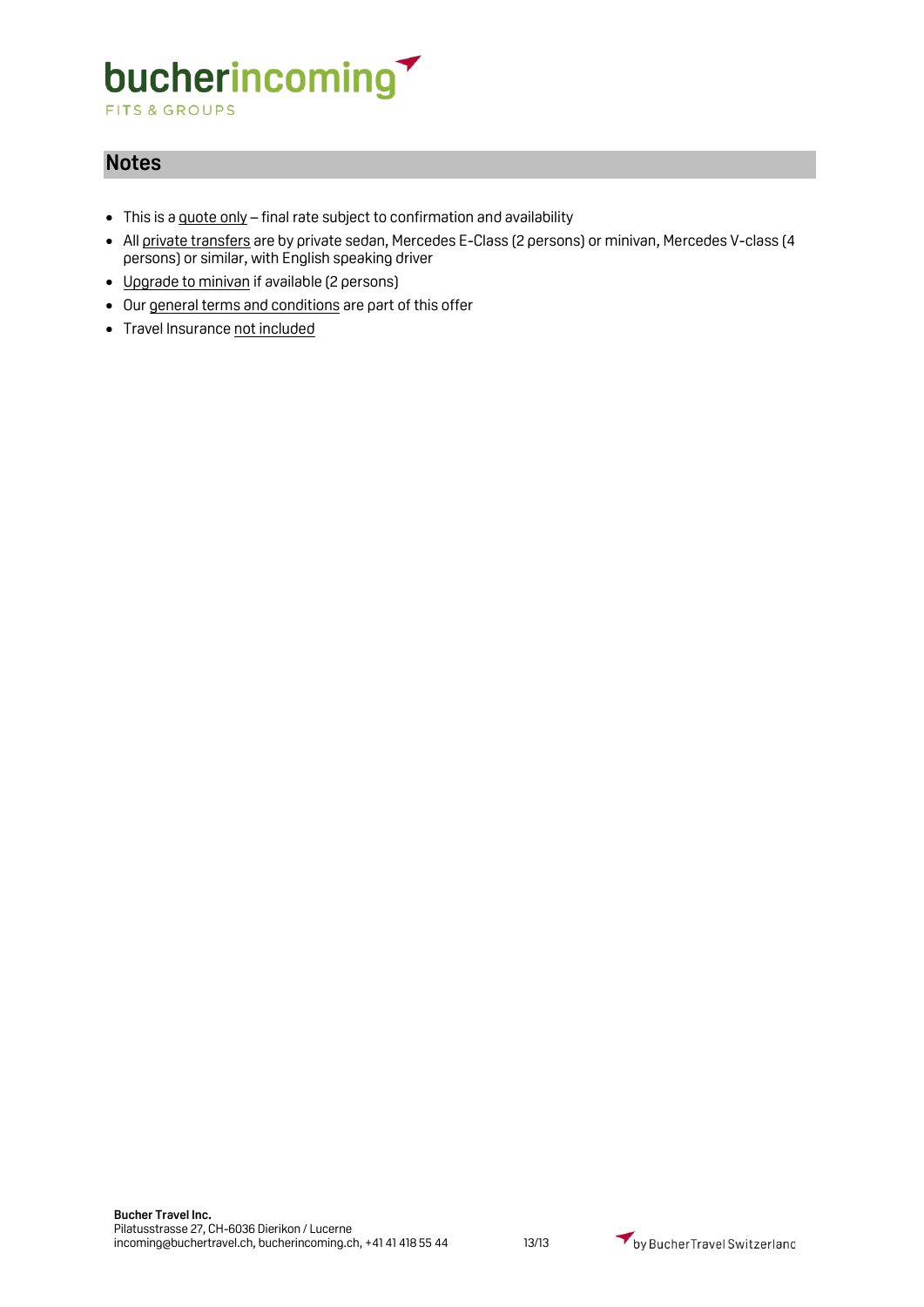## Notes

- This is a quote only – final rate subject to confirmation and availability
- All private transfers are by private sedan, Mercedes E-Class (2 persons) or minivan, Mercedes V-class (4 persons) or similar, with English speaking driver
- Upgrade to minivan if available (2 persons)
- Our general terms and conditions are part of this offer
- Travel Insurance not included